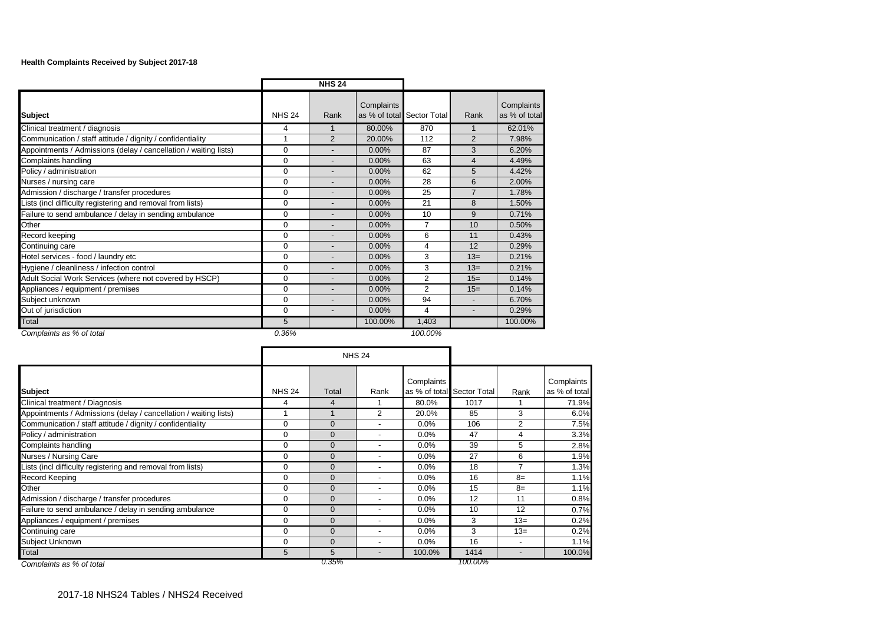**Health Complaints Received by Subject 2017-18**

| Subject | NHS 24 | | | | | |
|---|---|---|---|---|---|---|
| | NHS 24 | Rank | Complaints as % of total | Sector Total | Rank | Complaints as % of total |
| Clinical treatment / diagnosis | 4 | 1 | 80.00% | 870 | 1 | 62.01% |
| Communication / staff attitude / dignity / confidentiality | 1 | 2 | 20.00% | 112 | 2 | 7.98% |
| Appointments / Admissions (delay / cancellation / waiting lists) | 0 | - | 0.00% | 87 | 3 | 6.20% |
| Complaints handling | 0 | - | 0.00% | 63 | 4 | 4.49% |
| Policy / administration | 0 | - | 0.00% | 62 | 5 | 4.42% |
| Nurses / nursing care | 0 | - | 0.00% | 28 | 6 | 2.00% |
| Admission / discharge / transfer procedures | 0 | - | 0.00% | 25 | 7 | 1.78% |
| Lists (incl difficulty registering and removal from lists) | 0 | - | 0.00% | 21 | 8 | 1.50% |
| Failure to send ambulance / delay in sending ambulance | 0 | - | 0.00% | 10 | 9 | 0.71% |
| Other | 0 | - | 0.00% | 7 | 10 | 0.50% |
| Record keeping | 0 | - | 0.00% | 6 | 11 | 0.43% |
| Continuing care | 0 | - | 0.00% | 4 | 12 | 0.29% |
| Hotel services - food / laundry etc | 0 | - | 0.00% | 3 | 13= | 0.21% |
| Hygiene / cleanliness / infection control | 0 | - | 0.00% | 3 | 13= | 0.21% |
| Adult Social Work Services (where not covered by HSCP) | 0 | - | 0.00% | 2 | 15= | 0.14% |
| Appliances / equipment / premises | 0 | - | 0.00% | 2 | 15= | 0.14% |
| Subject unknown | 0 | - | 0.00% | 94 | - | 6.70% |
| Out of jurisdiction | 0 | - | 0.00% | 4 | - | 0.29% |
| Total | 5 | | 100.00% | 1,403 | | 100.00% |
| *Complaints as % of total* | *0.36%* | | | *100.00%* | | |

| Subject | NHS 24 | | | | | | |
|---|---|---|---|---|---|---|---|
| | NHS 24 | Total | Rank | Complaints as % of total | Sector Total | Rank | Complaints as % of total |
| Clinical treatment / Diagnosis | 4 | 4 | 1 | 80.0% | 1017 | 1 | 71.9% |
| Appointments / Admissions (delay / cancellation / waiting lists) | 1 | 1 | 2 | 20.0% | 85 | 3 | 6.0% |
| Communication / staff attitude / dignity / confidentiality | 0 | 0 | - | 0.0% | 106 | 2 | 7.5% |
| Policy / administration | 0 | 0 | - | 0.0% | 47 | 4 | 3.3% |
| Complaints handling | 0 | 0 | - | 0.0% | 39 | 5 | 2.8% |
| Nurses / Nursing Care | 0 | 0 | - | 0.0% | 27 | 6 | 1.9% |
| Lists (incl difficulty registering and removal from lists) | 0 | 0 | - | 0.0% | 18 | 7 | 1.3% |
| Record Keeping | 0 | 0 | - | 0.0% | 16 | 8= | 1.1% |
| Other | 0 | 0 | - | 0.0% | 15 | 8= | 1.1% |
| Admission / discharge / transfer procedures | 0 | 0 | - | 0.0% | 12 | 11 | 0.8% |
| Failure to send ambulance / delay in sending ambulance | 0 | 0 | - | 0.0% | 10 | 12 | 0.7% |
| Appliances / equipment / premises | 0 | 0 | - | 0.0% | 3 | 13= | 0.2% |
| Continuing care | 0 | 0 | - | 0.0% | 3 | 13= | 0.2% |
| Subject Unknown | 0 | 0 | - | 0.0% | 16 | - | 1.1% |
| Total | 5 | 5 | - | 100.0% | 1414 | - | 100.0% |
| *Complaints as % of total* | | *0.35%* | | | *100.00%* | | |

2017-18 NHS24 Tables / NHS24 Received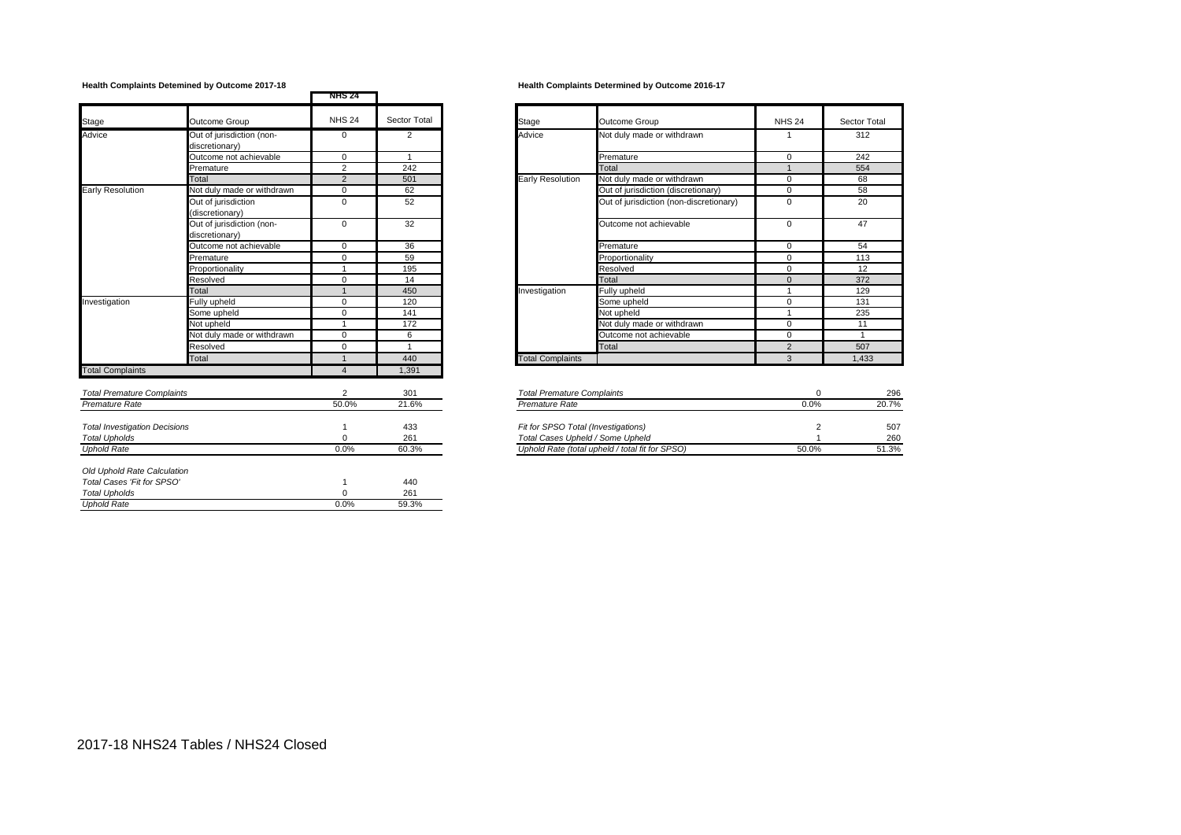**Health Complaints Detemined by Outcome 2017-18**

**NHS 24**

| Stage | Outcome Group | NHS 24 | Sector Total |
|---|---|---|---|
| Advice | Out of jurisdiction (non-discretionary) | 0 | 2 |
| | Outcome not achievable | 0 | 1 |
| | Premature | 2 | 242 |
| | Total | 2 | 501 |
| Early Resolution | Not duly made or withdrawn | 0 | 62 |
| | Out of jurisdiction (discretionary) | 0 | 52 |
| | Out of jurisdiction (non-discretionary) | 0 | 32 |
| | Outcome not achievable | 0 | 36 |
| | Premature | 0 | 59 |
| | Proportionality | 1 | 195 |
| | Resolved | 0 | 14 |
| | Total | 1 | 450 |
| Investigation | Fully upheld | 0 | 120 |
| | Some upheld | 0 | 141 |
| | Not upheld | 1 | 172 |
| | Not duly made or withdrawn | 0 | 6 |
| | Resolved | 0 | 1 |
| | Total | 1 | 440 |
| Total Complaints | | 4 | 1,391 |

| | NHS 24 | Sector Total |
|---|---|---|
| *Total Premature Complaints* | 2 | 301 |
| *Premature Rate* | 50.0% | 21.6% |
| | | |
| *Total Investigation Decisions* | 1 | 433 |
| *Total Upholds* | 0 | 261 |
| *Uphold Rate* | 0.0% | 60.3% |
| | | |
| *Old Uphold Rate Calculation* | | |
| *Total Cases 'Fit for SPSO'* | 1 | 440 |
| *Total Upholds* | 0 | 261 |
| *Uphold Rate* | 0.0% | 59.3% |

**Health Complaints Determined by Outcome 2016-17**

| Stage | Outcome Group | NHS 24 | Sector Total |
|---|---|---|---|
| Advice | Not duly made or withdrawn | 1 | 312 |
| | Premature | 0 | 242 |
| | Total | 1 | 554 |
| Early Resolution | Not duly made or withdrawn | 0 | 68 |
| | Out of jurisdiction (discretionary) | 0 | 58 |
| | Out of jurisdiction (non-discretionary) | 0 | 20 |
| | Outcome not achievable | 0 | 47 |
| | Premature | 0 | 54 |
| | Proportionality | 0 | 113 |
| | Resolved | 0 | 12 |
| | Total | 0 | 372 |
| Investigation | Fully upheld | 1 | 129 |
| | Some upheld | 0 | 131 |
| | Not upheld | 1 | 235 |
| | Not duly made or withdrawn | 0 | 11 |
| | Outcome not achievable | 0 | 1 |
| | Total | 2 | 507 |
| Total Complaints | | 3 | 1,433 |

| | NHS 24 | Sector Total |
|---|---|---|
| *Total Premature Complaints* | 0 | 296 |
| *Premature Rate* | 0.0% | 20.7% |
| | | |
| *Fit for SPSO Total (Investigations)* | 2 | 507 |
| *Total Cases Upheld / Some Upheld* | 1 | 260 |
| *Uphold Rate (total upheld / total fit for SPSO)* | 50.0% | 51.3% |

2017-18 NHS24 Tables / NHS24 Closed